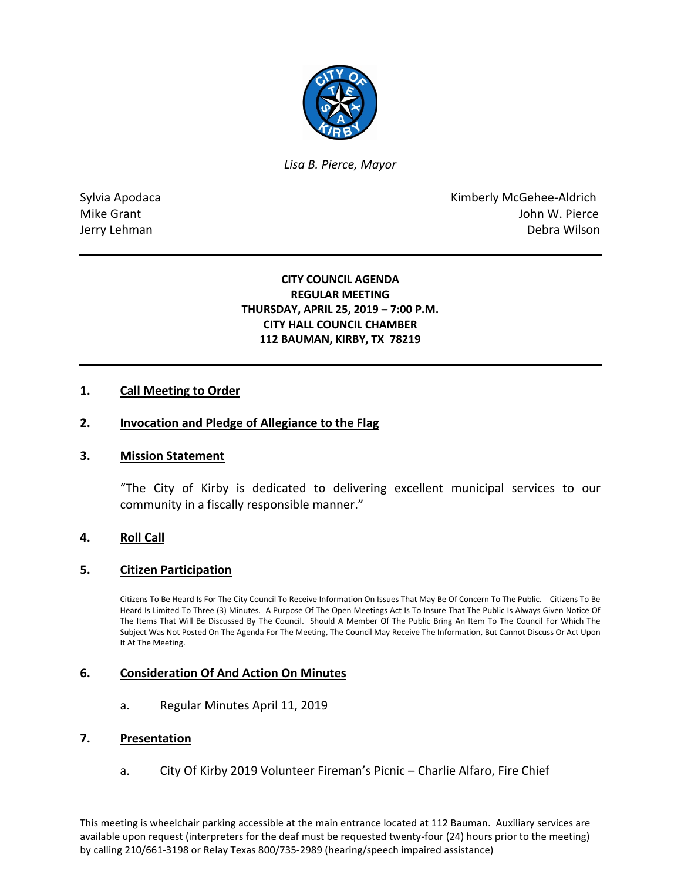*Lisa B. Pierce, Mayor*

Sylvia Apodaca
Mike Grant
Jerry Lehman

Kimberly McGehee-Aldrich
John W. Pierce
Debra Wilson

---

**CITY COUNCIL AGENDA**
**REGULAR MEETING**
**THURSDAY, APRIL 25, 2019 – 7:00 P.M.**
**CITY HALL COUNCIL CHAMBER**
**112 BAUMAN, KIRBY, TX 78219**

---

## 1. Call Meeting to Order

## 2. Invocation and Pledge of Allegiance to the Flag

## 3. Mission Statement

"The City of Kirby is dedicated to delivering excellent municipal services to our community in a fiscally responsible manner."

## 4. Roll Call

## 5. Citizen Participation

Citizens To Be Heard Is For The City Council To Receive Information On Issues That May Be Of Concern To The Public. Citizens To Be Heard Is Limited To Three (3) Minutes. A Purpose Of The Open Meetings Act Is To Insure That The Public Is Always Given Notice Of The Items That Will Be Discussed By The Council. Should A Member Of The Public Bring An Item To The Council For Which The Subject Was Not Posted On The Agenda For The Meeting, The Council May Receive The Information, But Cannot Discuss Or Act Upon It At The Meeting.

## 6. Consideration Of And Action On Minutes

a. Regular Minutes April 11, 2019

## 7. Presentation

a. City Of Kirby 2019 Volunteer Fireman's Picnic – Charlie Alfaro, Fire Chief

This meeting is wheelchair parking accessible at the main entrance located at 112 Bauman. Auxiliary services are available upon request (interpreters for the deaf must be requested twenty-four (24) hours prior to the meeting) by calling 210/661-3198 or Relay Texas 800/735-2989 (hearing/speech impaired assistance)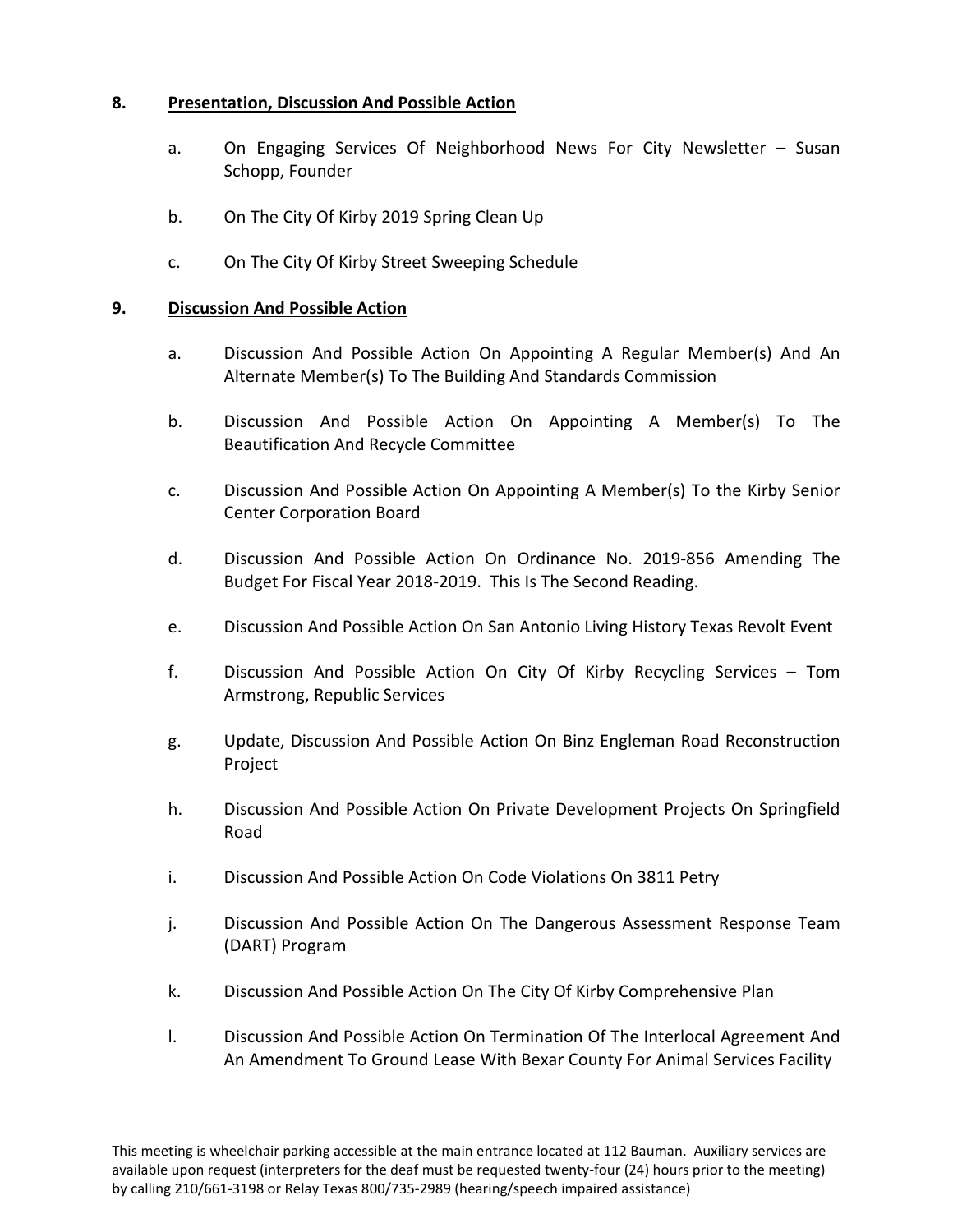**8. Presentation, Discussion And Possible Action**

a. On Engaging Services Of Neighborhood News For City Newsletter – Susan Schopp, Founder

b. On The City Of Kirby 2019 Spring Clean Up

c. On The City Of Kirby Street Sweeping Schedule

**9. Discussion And Possible Action**

a. Discussion And Possible Action On Appointing A Regular Member(s) And An Alternate Member(s) To The Building And Standards Commission

b. Discussion And Possible Action On Appointing A Member(s) To The Beautification And Recycle Committee

c. Discussion And Possible Action On Appointing A Member(s) To the Kirby Senior Center Corporation Board

d. Discussion And Possible Action On Ordinance No. 2019-856 Amending The Budget For Fiscal Year 2018-2019. This Is The Second Reading.

e. Discussion And Possible Action On San Antonio Living History Texas Revolt Event

f. Discussion And Possible Action On City Of Kirby Recycling Services – Tom Armstrong, Republic Services

g. Update, Discussion And Possible Action On Binz Engleman Road Reconstruction Project

h. Discussion And Possible Action On Private Development Projects On Springfield Road

i. Discussion And Possible Action On Code Violations On 3811 Petry

j. Discussion And Possible Action On The Dangerous Assessment Response Team (DART) Program

k. Discussion And Possible Action On The City Of Kirby Comprehensive Plan

l. Discussion And Possible Action On Termination Of The Interlocal Agreement And An Amendment To Ground Lease With Bexar County For Animal Services Facility

This meeting is wheelchair parking accessible at the main entrance located at 112 Bauman. Auxiliary services are available upon request (interpreters for the deaf must be requested twenty-four (24) hours prior to the meeting) by calling 210/661-3198 or Relay Texas 800/735-2989 (hearing/speech impaired assistance)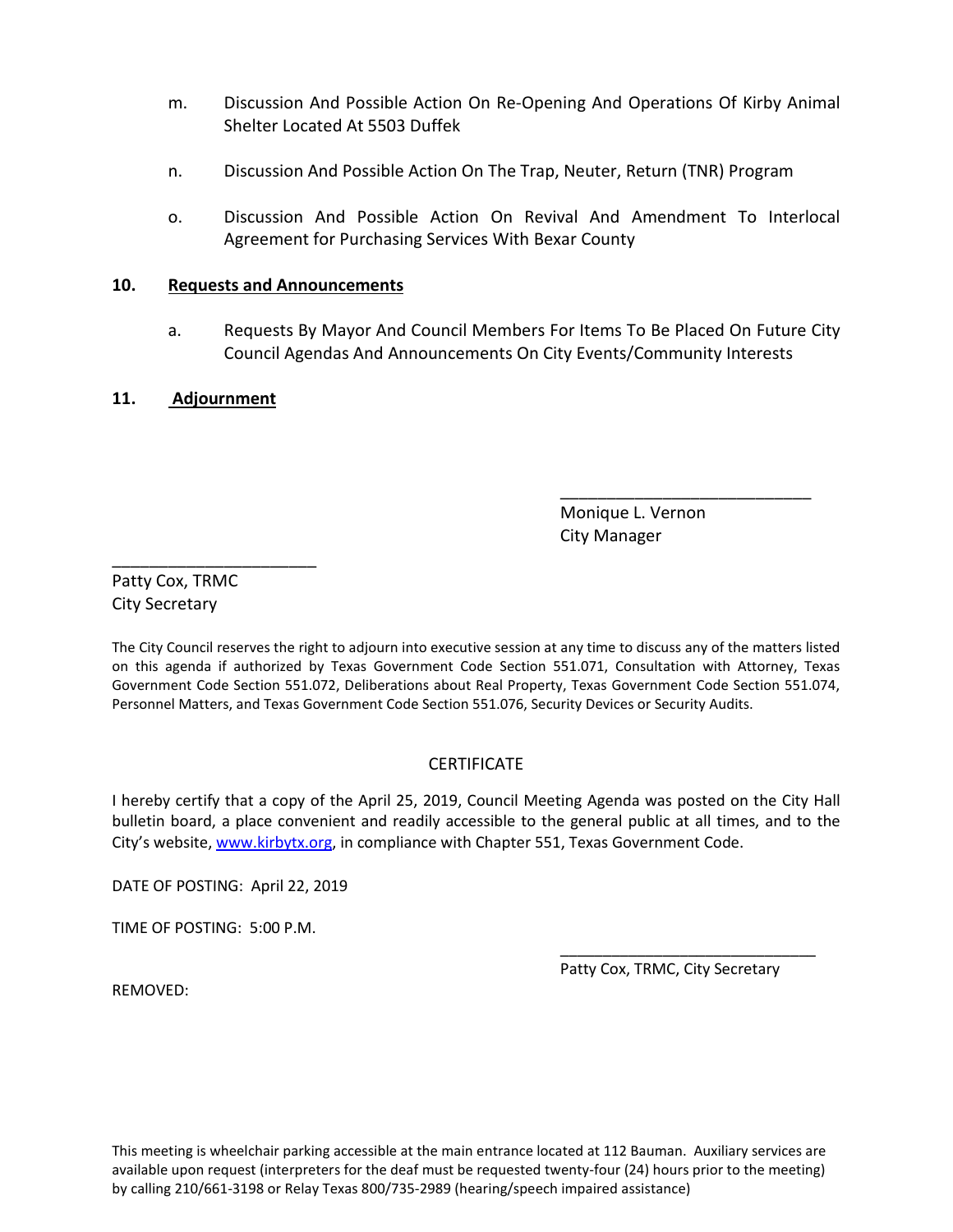m. Discussion And Possible Action On Re-Opening And Operations Of Kirby Animal Shelter Located At 5503 Duffek

n. Discussion And Possible Action On The Trap, Neuter, Return (TNR) Program

o. Discussion And Possible Action On Revival And Amendment To Interlocal Agreement for Purchasing Services With Bexar County

**10. Requests and Announcements**

a. Requests By Mayor And Council Members For Items To Be Placed On Future City Council Agendas And Announcements On City Events/Community Interests

**11. Adjournment**

\_\_\_\_\_\_\_\_\_\_\_\_\_\_\_\_\_\_\_\_\_\_\_\_\_\_\_\_
Monique L. Vernon
City Manager

\_\_\_\_\_\_\_\_\_\_\_\_\_\_\_\_\_\_\_\_\_\_\_
Patty Cox, TRMC
City Secretary

The City Council reserves the right to adjourn into executive session at any time to discuss any of the matters listed on this agenda if authorized by Texas Government Code Section 551.071, Consultation with Attorney, Texas Government Code Section 551.072, Deliberations about Real Property, Texas Government Code Section 551.074, Personnel Matters, and Texas Government Code Section 551.076, Security Devices or Security Audits.

CERTIFICATE

I hereby certify that a copy of the April 25, 2019, Council Meeting Agenda was posted on the City Hall bulletin board, a place convenient and readily accessible to the general public at all times, and to the City's website, www.kirbytx.org, in compliance with Chapter 551, Texas Government Code.

DATE OF POSTING: April 22, 2019

TIME OF POSTING: 5:00 P.M.

\_\_\_\_\_\_\_\_\_\_\_\_\_\_\_\_\_\_\_\_\_\_\_\_\_\_\_\_\_\_
Patty Cox, TRMC, City Secretary

REMOVED:

This meeting is wheelchair parking accessible at the main entrance located at 112 Bauman. Auxiliary services are available upon request (interpreters for the deaf must be requested twenty-four (24) hours prior to the meeting) by calling 210/661-3198 or Relay Texas 800/735-2989 (hearing/speech impaired assistance)